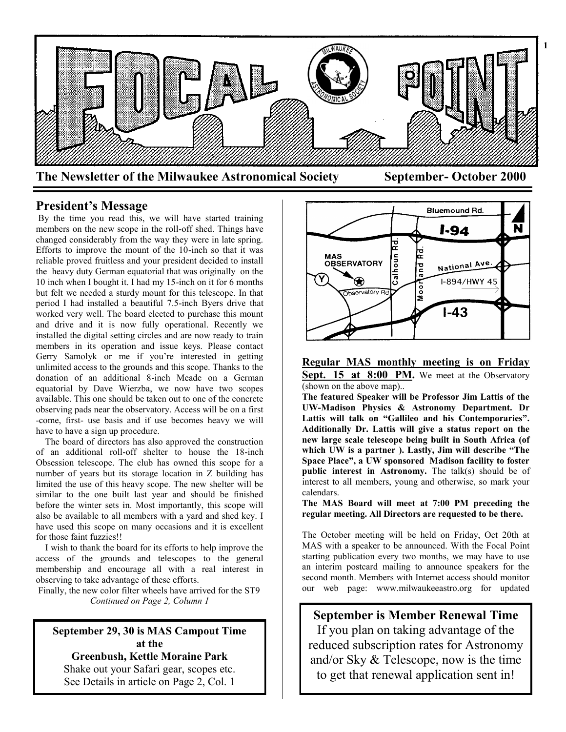# FOCAL POINT

**The Newsletter of the Milwaukee Astronomical Society — September- October 2000**

## President's Message

By the time you read this, we will have started training members on the new scope in the roll-off shed. Things have changed considerably from the way they were in late spring. Efforts to improve the mount of the 10-inch so that it was reliable proved fruitless and your president decided to install the heavy duty German equatorial that was originally on the 10 inch when I bought it. I had my 15-inch on it for 6 months but felt we needed a sturdy mount for this telescope. In that period I had installed a beautiful 7.5-inch Byers drive that worked very well. The board elected to purchase this mount and drive and it is now fully operational. Recently we installed the digital setting circles and are now ready to train members in its operation and issue keys. Please contact Gerry Samolyk or me if you're interested in getting unlimited access to the grounds and this scope. Thanks to the donation of an additional 8-inch Meade on a German equatorial by Dave Wierzba, we now have two scopes available. This one should be taken out to one of the concrete observing pads near the observatory. Access will be on a first -come, first- use basis and if use becomes heavy we will have to have a sign up procedure.

The board of directors has also approved the construction of an additional roll-off shelter to house the 18-inch Obsession telescope. The club has owned this scope for a number of years but its storage location in Z building has limited the use of this heavy scope. The new shelter will be similar to the one built last year and should be finished before the winter sets in. Most importantly, this scope will also be available to all members with a yard and shed key. I have used this scope on many occasions and it is excellent for those faint fuzzies!!

I wish to thank the board for its efforts to help improve the access of the grounds and telescopes to the general membership and encourage all with a real interest in observing to take advantage of these efforts.

Finally, the new color filter wheels have arrived for the ST9

*Continued on Page 2, Column 1*

**September 29, 30 is MAS Campout Time at the Greenbush, Kettle Moraine Park**

Shake out your Safari gear, scopes etc.
See Details in article on Page 2, Col. 1

**Regular MAS monthly meeting is on Friday Sept. 15 at 8:00 PM.** We meet at the Observatory (shown on the above map)..

**The featured Speaker will be Professor Jim Lattis of the UW-Madison Physics & Astronomy Department. Dr Lattis will talk on "Gallileo and his Contemporaries". Additionally Dr. Lattis will give a status report on the new large scale telescope being built in South Africa (of which UW is a partner ). Lastly, Jim will describe "The Space Place", a UW sponsored Madison facility to foster public interest in Astronomy.** The talk(s) should be of interest to all members, young and otherwise, so mark your calendars.

**The MAS Board will meet at 7:00 PM preceding the regular meeting. All Directors are requested to be there.**

The October meeting will be held on Friday, Oct 20th at MAS with a speaker to be announced. With the Focal Point starting publication every two months, we may have to use an interim postcard mailing to announce speakers for the second month. Members with Internet access should monitor our web page: www.milwaukeeastro.org for updated

**September is Member Renewal Time**

If you plan on taking advantage of the reduced subscription rates for Astronomy and/or Sky & Telescope, now is the time to get that renewal application sent in!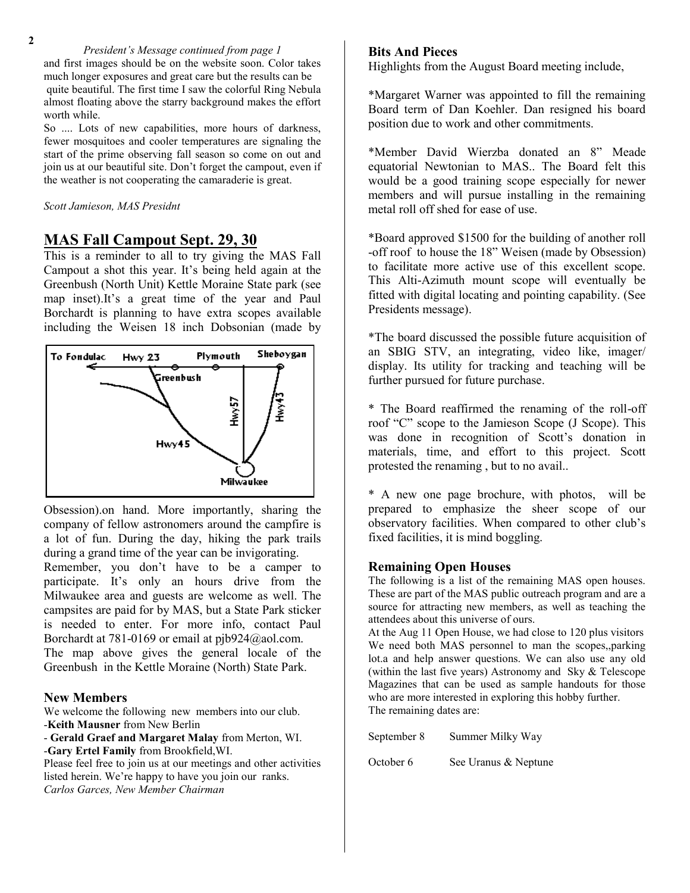*President's Message continued from page 1*

and first images should be on the website soon. Color takes much longer exposures and great care but the results can be quite beautiful. The first time I saw the colorful Ring Nebula almost floating above the starry background makes the effort worth while.

So .... Lots of new capabilities, more hours of darkness, fewer mosquitoes and cooler temperatures are signaling the start of the prime observing fall season so come on out and join us at our beautiful site. Don't forget the campout, even if the weather is not cooperating the camaraderie is great.

*Scott Jamieson, MAS Presidnt*

## MAS Fall Campout Sept. 29, 30

This is a reminder to all to try giving the MAS Fall Campout a shot this year. It's being held again at the Greenbush (North Unit) Kettle Moraine State park (see map inset).It's a great time of the year and Paul Borchardt is planning to have extra scopes available including the Weisen 18 inch Dobsonian (made by Obsession).on hand. More importantly, sharing the company of fellow astronomers around the campfire is a lot of fun. During the day, hiking the park trails during a grand time of the year can be invigorating.

Remember, you don't have to be a camper to participate. It's only an hours drive from the Milwaukee area and guests are welcome as well. The campsites are paid for by MAS, but a State Park sticker is needed to enter. For more info, contact Paul Borchardt at 781-0169 or email at pjb924@aol.com.

The map above gives the general locale of the Greenbush in the Kettle Moraine (North) State Park.

### New Members

We welcome the following new members into our club.

- **Keith Mausner** from New Berlin
- **Gerald Graef and Margaret Malay** from Merton, WI.
- **Gary Ertel Family** from Brookfield,WI.

Please feel free to join us at our meetings and other activities listed herein. We're happy to have you join our ranks.

*Carlos Garces, New Member Chairman*

### Bits And Pieces

Highlights from the August Board meeting include,

*Margaret Warner was appointed to fill the remaining Board term of Dan Koehler. Dan resigned his board position due to work and other commitments.

*Member David Wierzba donated an 8" Meade equatorial Newtonian to MAS.. The Board felt this would be a good training scope especially for newer members and will pursue installing in the remaining metal roll off shed for ease of use.

*Board approved $1500 for the building of another roll -off roof to house the 18" Weisen (made by Obsession) to facilitate more active use of this excellent scope. This Alti-Azimuth mount scope will eventually be fitted with digital locating and pointing capability. (See Presidents message).

*The board discussed the possible future acquisition of an SBIG STV, an integrating, video like, imager/ display. Its utility for tracking and teaching will be further pursued for future purchase.

* The Board reaffirmed the renaming of the roll-off roof "C" scope to the Jamieson Scope (J Scope). This was done in recognition of Scott's donation in materials, time, and effort to this project. Scott protested the renaming , but to no avail..

* A new one page brochure, with photos, will be prepared to emphasize the sheer scope of our observatory facilities. When compared to other club's fixed facilities, it is mind boggling.

### Remaining Open Houses

The following is a list of the remaining MAS open houses. These are part of the MAS public outreach program and are a source for attracting new members, as well as teaching the attendees about this universe of ours.

At the Aug 11 Open House, we had close to 120 plus visitors We need both MAS personnel to man the scopes,,parking lot.a and help answer questions. We can also use any old (within the last five years) Astronomy and Sky & Telescope Magazines that can be used as sample handouts for those who are more interested in exploring this hobby further.

The remaining dates are:

| | |
|---|---|
| September 8 | Summer Milky Way |
| October 6 | See Uranus & Neptune |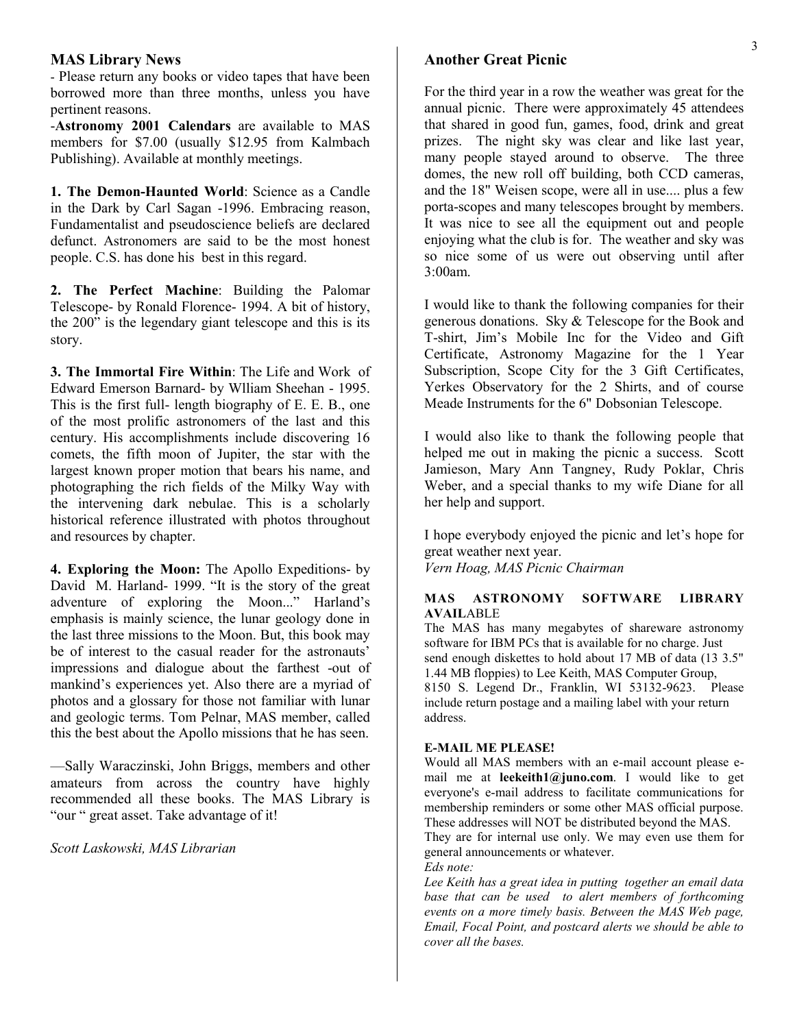## MAS Library News

- Please return any books or video tapes that have been borrowed more than three months, unless you have pertinent reasons.

-**Astronomy 2001 Calendars** are available to MAS members for $7.00 (usually $12.95 from Kalmbach Publishing). Available at monthly meetings.

**1. The Demon-Haunted World**: Science as a Candle in the Dark by Carl Sagan -1996. Embracing reason, Fundamentalist and pseudoscience beliefs are declared defunct. Astronomers are said to be the most honest people. C.S. has done his best in this regard.

**2. The Perfect Machine**: Building the Palomar Telescope- by Ronald Florence- 1994. A bit of history, the 200" is the legendary giant telescope and this is its story.

**3. The Immortal Fire Within**: The Life and Work of Edward Emerson Barnard- by Wlliam Sheehan - 1995. This is the first full- length biography of E. E. B., one of the most prolific astronomers of the last and this century. His accomplishments include discovering 16 comets, the fifth moon of Jupiter, the star with the largest known proper motion that bears his name, and photographing the rich fields of the Milky Way with the intervening dark nebulae. This is a scholarly historical reference illustrated with photos throughout and resources by chapter.

**4. Exploring the Moon:** The Apollo Expeditions- by David M. Harland- 1999. "It is the story of the great adventure of exploring the Moon..." Harland's emphasis is mainly science, the lunar geology done in the last three missions to the Moon. But, this book may be of interest to the casual reader for the astronauts' impressions and dialogue about the farthest -out of mankind's experiences yet. Also there are a myriad of photos and a glossary for those not familiar with lunar and geologic terms. Tom Pelnar, MAS member, called this the best about the Apollo missions that he has seen.

—Sally Waraczinski, John Briggs, members and other amateurs from across the country have highly recommended all these books. The MAS Library is "our " great asset. Take advantage of it!

*Scott Laskowski, MAS Librarian*

## Another Great Picnic

For the third year in a row the weather was great for the annual picnic. There were approximately 45 attendees that shared in good fun, games, food, drink and great prizes. The night sky was clear and like last year, many people stayed around to observe. The three domes, the new roll off building, both CCD cameras, and the 18" Weisen scope, were all in use.... plus a few porta-scopes and many telescopes brought by members. It was nice to see all the equipment out and people enjoying what the club is for. The weather and sky was so nice some of us were out observing until after 3:00am.

I would like to thank the following companies for their generous donations. Sky & Telescope for the Book and T-shirt, Jim's Mobile Inc for the Video and Gift Certificate, Astronomy Magazine for the 1 Year Subscription, Scope City for the 3 Gift Certificates, Yerkes Observatory for the 2 Shirts, and of course Meade Instruments for the 6" Dobsonian Telescope.

I would also like to thank the following people that helped me out in making the picnic a success. Scott Jamieson, Mary Ann Tangney, Rudy Poklar, Chris Weber, and a special thanks to my wife Diane for all her help and support.

I hope everybody enjoyed the picnic and let's hope for great weather next year.

*Vern Hoag, MAS Picnic Chairman*

#### MAS ASTRONOMY SOFTWARE LIBRARY AVAILABLE

The MAS has many megabytes of shareware astronomy software for IBM PCs that is available for no charge. Just send enough diskettes to hold about 17 MB of data (13 3.5" 1.44 MB floppies) to Lee Keith, MAS Computer Group, 8150 S. Legend Dr., Franklin, WI 53132-9623. Please include return postage and a mailing label with your return address.

#### E-MAIL ME PLEASE!

Would all MAS members with an e-mail account please e-mail me at **leekeith1@juno.com**. I would like to get everyone's e-mail address to facilitate communications for membership reminders or some other MAS official purpose. These addresses will NOT be distributed beyond the MAS. They are for internal use only. We may even use them for general announcements or whatever.

*Eds note:*

*Lee Keith has a great idea in putting together an email data base that can be used to alert members of forthcoming events on a more timely basis. Between the MAS Web page, Email, Focal Point, and postcard alerts we should be able to cover all the bases.*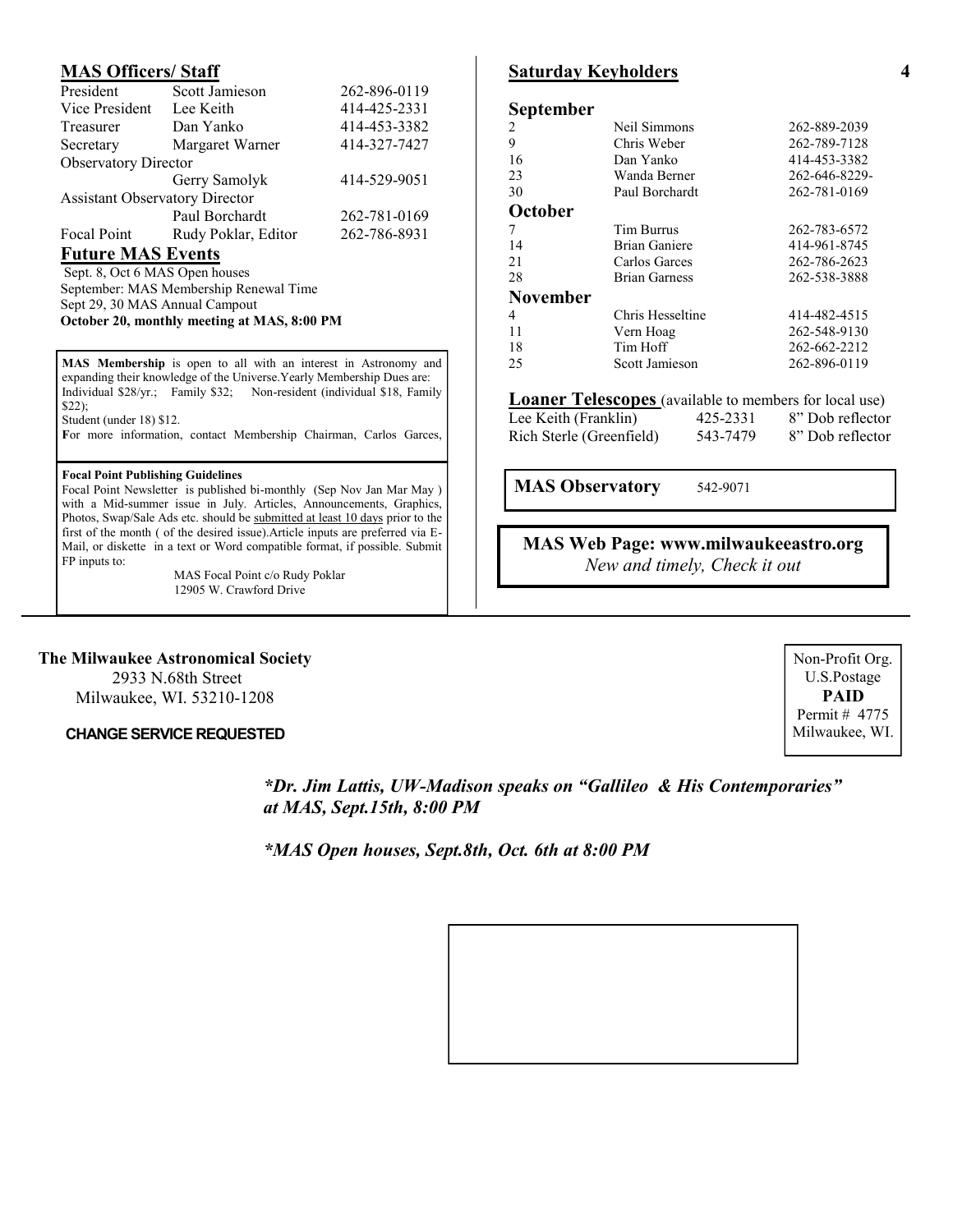## MAS Officers/ Staff

| | | |
|---|---|---|
| President | Scott Jamieson | 262-896-0119 |
| Vice President | Lee Keith | 414-425-2331 |
| Treasurer | Dan Yanko | 414-453-3382 |
| Secretary | Margaret Warner | 414-327-7427 |
| Observatory Director | | |
| | Gerry Samolyk | 414-529-9051 |
| Assistant Observatory Director | | |
| | Paul Borchardt | 262-781-0169 |
| Focal Point | Rudy Poklar, Editor | 262-786-8931 |

## Future MAS Events

Sept. 8, Oct 6 MAS Open houses
September: MAS Membership Renewal Time
Sept 29, 30 MAS Annual Campout
**October 20, monthly meeting at MAS, 8:00 PM**

**MAS Membership** is open to all with an interest in Astronomy and expanding their knowledge of the Universe.Yearly Membership Dues are: Individual $28/yr.; Family $32; Non-resident (individual $18, Family $22);
Student (under 18) $12.
**F**or more information, contact Membership Chairman, Carlos Garces,

**Focal Point Publishing Guidelines**
Focal Point Newsletter is published bi-monthly (Sep Nov Jan Mar May ) with a Mid-summer issue in July. Articles, Announcements, Graphics, Photos, Swap/Sale Ads etc. should be submitted at least 10 days prior to the first of the month ( of the desired issue).Article inputs are preferred via E-Mail, or diskette in a text or Word compatible format, if possible. Submit FP inputs to:

MAS Focal Point c/o Rudy Poklar
12905 W. Crawford Drive

## Saturday Keyholders

### September

| | | |
|---|---|---|
| 2 | Neil Simmons | 262-889-2039 |
| 9 | Chris Weber | 262-789-7128 |
| 16 | Dan Yanko | 414-453-3382 |
| 23 | Wanda Berner | 262-646-8229- |
| 30 | Paul Borchardt | 262-781-0169 |

### October

| | | |
|---|---|---|
| 7 | Tim Burrus | 262-783-6572 |
| 14 | Brian Ganiere | 414-961-8745 |
| 21 | Carlos Garces | 262-786-2623 |
| 28 | Brian Garness | 262-538-3888 |

### November

| | | |
|---|---|---|
| 4 | Chris Hesseltine | 414-482-4515 |
| 11 | Vern Hoag | 262-548-9130 |
| 18 | Tim Hoff | 262-662-2212 |
| 25 | Scott Jamieson | 262-896-0119 |

**Loaner Telescopes** (available to members for local use)

| | | |
|---|---|---|
| Lee Keith (Franklin) | 425-2331 | 8” Dob reflector |
| Rich Sterle (Greenfield) | 543-7479 | 8” Dob reflector |

**MAS Observatory** 542-9071

**MAS Web Page: www.milwaukeeastro.org**
*New and timely, Check it out*

**The Milwaukee Astronomical Society**
2933 N.68th Street
Milwaukee, WI. 53210-1208

**CHANGE SERVICE REQUESTED**

Non-Profit Org.
U.S.Postage
**PAID**
Permit # 4775
Milwaukee, WI.

***Dr. Jim Lattis, UW-Madison speaks on “Gallileo & His Contemporaries” at MAS, Sept.15th, 8:00 PM***

***MAS Open houses, Sept.8th, Oct. 6th at 8:00 PM***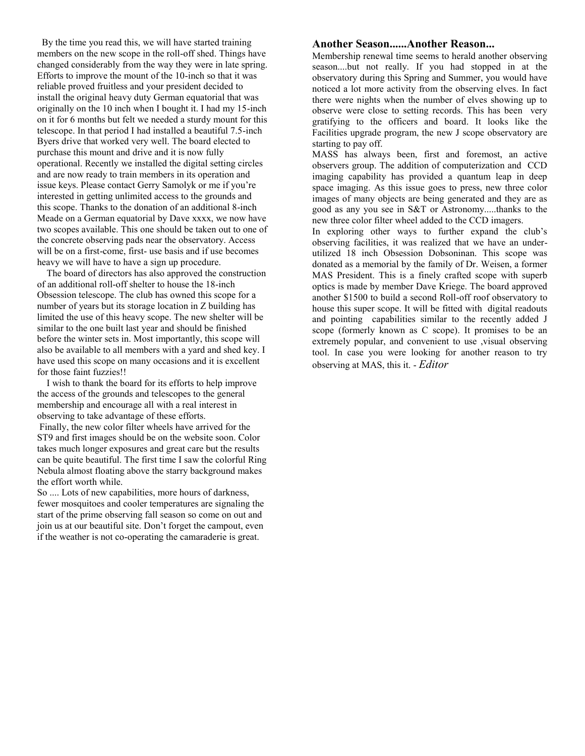By the time you read this, we will have started training members on the new scope in the roll-off shed. Things have changed considerably from the way they were in late spring. Efforts to improve the mount of the 10-inch so that it was reliable proved fruitless and your president decided to install the original heavy duty German equatorial that was originally on the 10 inch when I bought it. I had my 15-inch on it for 6 months but felt we needed a sturdy mount for this telescope. In that period I had installed a beautiful 7.5-inch Byers drive that worked very well. The board elected to purchase this mount and drive and it is now fully operational. Recently we installed the digital setting circles and are now ready to train members in its operation and issue keys. Please contact Gerry Samolyk or me if you're interested in getting unlimited access to the grounds and this scope. Thanks to the donation of an additional 8-inch Meade on a German equatorial by Dave xxxx, we now have two scopes available. This one should be taken out to one of the concrete observing pads near the observatory. Access will be on a first-come, first- use basis and if use becomes heavy we will have to have a sign up procedure.

The board of directors has also approved the construction of an additional roll-off shelter to house the 18-inch Obsession telescope. The club has owned this scope for a number of years but its storage location in Z building has limited the use of this heavy scope. The new shelter will be similar to the one built last year and should be finished before the winter sets in. Most importantly, this scope will also be available to all members with a yard and shed key. I have used this scope on many occasions and it is excellent for those faint fuzzies!!

I wish to thank the board for its efforts to help improve the access of the grounds and telescopes to the general membership and encourage all with a real interest in observing to take advantage of these efforts.

Finally, the new color filter wheels have arrived for the ST9 and first images should be on the website soon. Color takes much longer exposures and great care but the results can be quite beautiful. The first time I saw the colorful Ring Nebula almost floating above the starry background makes the effort worth while.

So .... Lots of new capabilities, more hours of darkness, fewer mosquitoes and cooler temperatures are signaling the start of the prime observing fall season so come on out and join us at our beautiful site. Don't forget the campout, even if the weather is not co-operating the camaraderie is great.

### Another Season......Another Reason...

Membership renewal time seems to herald another observing season....but not really. If you had stopped in at the observatory during this Spring and Summer, you would have noticed a lot more activity from the observing elves. In fact there were nights when the number of elves showing up to observe were close to setting records. This has been very gratifying to the officers and board. It looks like the Facilities upgrade program, the new J scope observatory are starting to pay off.

MASS has always been, first and foremost, an active observers group. The addition of computerization and CCD imaging capability has provided a quantum leap in deep space imaging. As this issue goes to press, new three color images of many objects are being generated and they are as good as any you see in S&T or Astronomy.....thanks to the new three color filter wheel added to the CCD imagers.

In exploring other ways to further expand the club's observing facilities, it was realized that we have an under-utilized 18 inch Obsession Dobsoninan. This scope was donated as a memorial by the family of Dr. Weisen, a former MAS President. This is a finely crafted scope with superb optics is made by member Dave Kriege. The board approved another $1500 to build a second Roll-off roof observatory to house this super scope. It will be fitted with digital readouts and pointing capabilities similar to the recently added J scope (formerly known as C scope). It promises to be an extremely popular, and convenient to use ,visual observing tool. In case you were looking for another reason to try observing at MAS, this it. - *Editor*